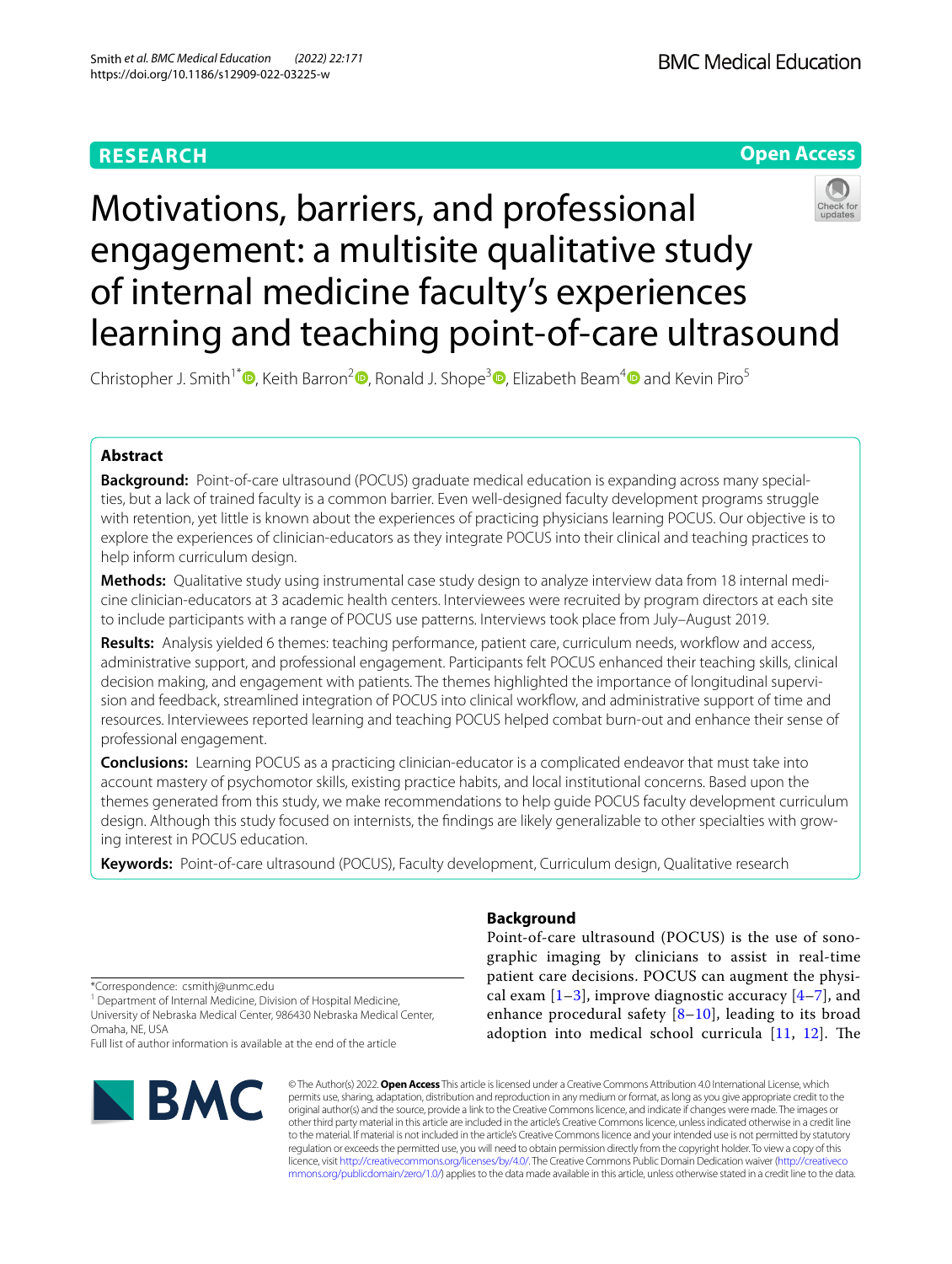RESEARCH

Open Access

# Motivations, barriers, and professional engagement: a multisite qualitative study of internal medicine faculty's experiences learning and teaching point-of-care ultrasound

Christopher J. Smith[1*], Keith Barron[2], Ronald J. Shope[3], Elizabeth Beam[4] and Kevin Piro[5]

## Abstract

**Background:** Point-of-care ultrasound (POCUS) graduate medical education is expanding across many specialties, but a lack of trained faculty is a common barrier. Even well-designed faculty development programs struggle with retention, yet little is known about the experiences of practicing physicians learning POCUS. Our objective is to explore the experiences of clinician-educators as they integrate POCUS into their clinical and teaching practices to help inform curriculum design.

**Methods:** Qualitative study using instrumental case study design to analyze interview data from 18 internal medicine clinician-educators at 3 academic health centers. Interviewees were recruited by program directors at each site to include participants with a range of POCUS use patterns. Interviews took place from July–August 2019.

**Results:** Analysis yielded 6 themes: teaching performance, patient care, curriculum needs, workflow and access, administrative support, and professional engagement. Participants felt POCUS enhanced their teaching skills, clinical decision making, and engagement with patients. The themes highlighted the importance of longitudinal supervision and feedback, streamlined integration of POCUS into clinical workflow, and administrative support of time and resources. Interviewees reported learning and teaching POCUS helped combat burn-out and enhance their sense of professional engagement.

**Conclusions:** Learning POCUS as a practicing clinician-educator is a complicated endeavor that must take into account mastery of psychomotor skills, existing practice habits, and local institutional concerns. Based upon the themes generated from this study, we make recommendations to help guide POCUS faculty development curriculum design. Although this study focused on internists, the findings are likely generalizable to other specialties with growing interest in POCUS education.

**Keywords:** Point-of-care ultrasound (POCUS), Faculty development, Curriculum design, Qualitative research

*Correspondence: csmithj@unmc.edu

[1] Department of Internal Medicine, Division of Hospital Medicine, University of Nebraska Medical Center, 986430 Nebraska Medical Center, Omaha, NE, USA

Full list of author information is available at the end of the article

## Background

Point-of-care ultrasound (POCUS) is the use of sonographic imaging by clinicians to assist in real-time patient care decisions. POCUS can augment the physical exam [1–3], improve diagnostic accuracy [4–7], and enhance procedural safety [8–10], leading to its broad adoption into medical school curricula [11, 12]. The

© The Author(s) 2022. **Open Access** This article is licensed under a Creative Commons Attribution 4.0 International License, which permits use, sharing, adaptation, distribution and reproduction in any medium or format, as long as you give appropriate credit to the original author(s) and the source, provide a link to the Creative Commons licence, and indicate if changes were made. The images or other third party material in this article are included in the article's Creative Commons licence, unless indicated otherwise in a credit line to the material. If material is not included in the article's Creative Commons licence and your intended use is not permitted by statutory regulation or exceeds the permitted use, you will need to obtain permission directly from the copyright holder. To view a copy of this licence, visit http://creativecommons.org/licenses/by/4.0/. The Creative Commons Public Domain Dedication waiver (http://creativecommons.org/publicdomain/zero/1.0/) applies to the data made available in this article, unless otherwise stated in a credit line to the data.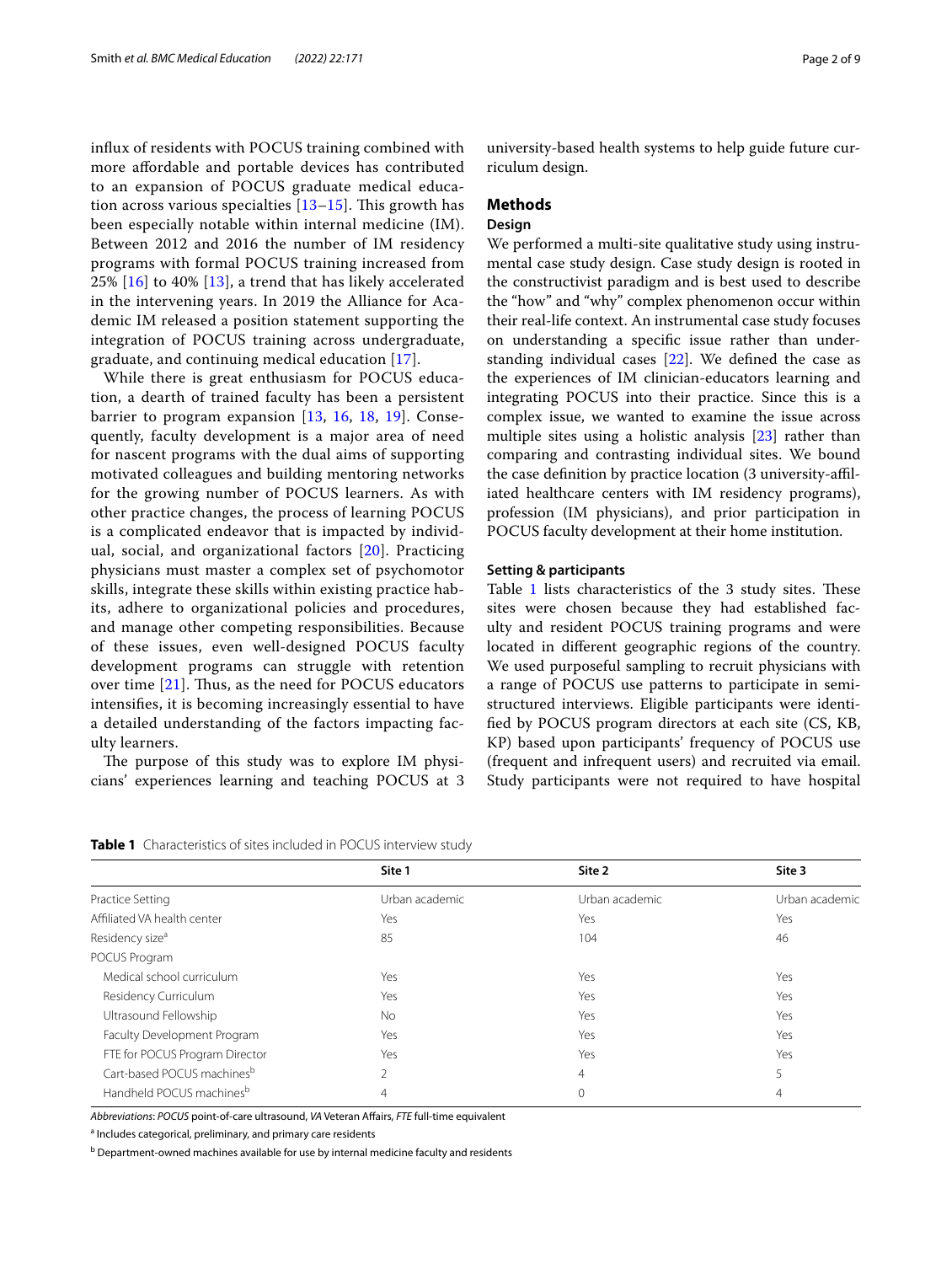influx of residents with POCUS training combined with more affordable and portable devices has contributed to an expansion of POCUS graduate medical education across various specialties [13–15]. This growth has been especially notable within internal medicine (IM). Between 2012 and 2016 the number of IM residency programs with formal POCUS training increased from 25% [16] to 40% [13], a trend that has likely accelerated in the intervening years. In 2019 the Alliance for Academic IM released a position statement supporting the integration of POCUS training across undergraduate, graduate, and continuing medical education [17].

While there is great enthusiasm for POCUS education, a dearth of trained faculty has been a persistent barrier to program expansion [13, 16, 18, 19]. Consequently, faculty development is a major area of need for nascent programs with the dual aims of supporting motivated colleagues and building mentoring networks for the growing number of POCUS learners. As with other practice changes, the process of learning POCUS is a complicated endeavor that is impacted by individual, social, and organizational factors [20]. Practicing physicians must master a complex set of psychomotor skills, integrate these skills within existing practice habits, adhere to organizational policies and procedures, and manage other competing responsibilities. Because of these issues, even well-designed POCUS faculty development programs can struggle with retention over time [21]. Thus, as the need for POCUS educators intensifies, it is becoming increasingly essential to have a detailed understanding of the factors impacting faculty learners.

The purpose of this study was to explore IM physicians' experiences learning and teaching POCUS at 3 university-based health systems to help guide future curriculum design.

## Methods

### Design

We performed a multi-site qualitative study using instrumental case study design. Case study design is rooted in the constructivist paradigm and is best used to describe the "how" and "why" complex phenomenon occur within their real-life context. An instrumental case study focuses on understanding a specific issue rather than understanding individual cases [22]. We defined the case as the experiences of IM clinician-educators learning and integrating POCUS into their practice. Since this is a complex issue, we wanted to examine the issue across multiple sites using a holistic analysis [23] rather than comparing and contrasting individual sites. We bound the case definition by practice location (3 university-affiliated healthcare centers with IM residency programs), profession (IM physicians), and prior participation in POCUS faculty development at their home institution.

### Setting & participants

Table 1 lists characteristics of the 3 study sites. These sites were chosen because they had established faculty and resident POCUS training programs and were located in different geographic regions of the country. We used purposeful sampling to recruit physicians with a range of POCUS use patterns to participate in semi-structured interviews. Eligible participants were identified by POCUS program directors at each site (CS, KB, KP) based upon participants' frequency of POCUS use (frequent and infrequent users) and recruited via email. Study participants were not required to have hospital

**Table 1** Characteristics of sites included in POCUS interview study

| | Site 1 | Site 2 | Site 3 |
|---|---|---|---|
| Practice Setting | Urban academic | Urban academic | Urban academic |
| Affiliated VA health center | Yes | Yes | Yes |
| Residency size[a] | 85 | 104 | 46 |
| POCUS Program | | | |
| Medical school curriculum | Yes | Yes | Yes |
| Residency Curriculum | Yes | Yes | Yes |
| Ultrasound Fellowship | No | Yes | Yes |
| Faculty Development Program | Yes | Yes | Yes |
| FTE for POCUS Program Director | Yes | Yes | Yes |
| Cart-based POCUS machines[b] | 2 | 4 | 5 |
| Handheld POCUS machines[b] | 4 | 0 | 4 |

*Abbreviations*: *POCUS* point-of-care ultrasound, *VA* Veteran Affairs, *FTE* full-time equivalent

[a] Includes categorical, preliminary, and primary care residents

[b] Department-owned machines available for use by internal medicine faculty and residents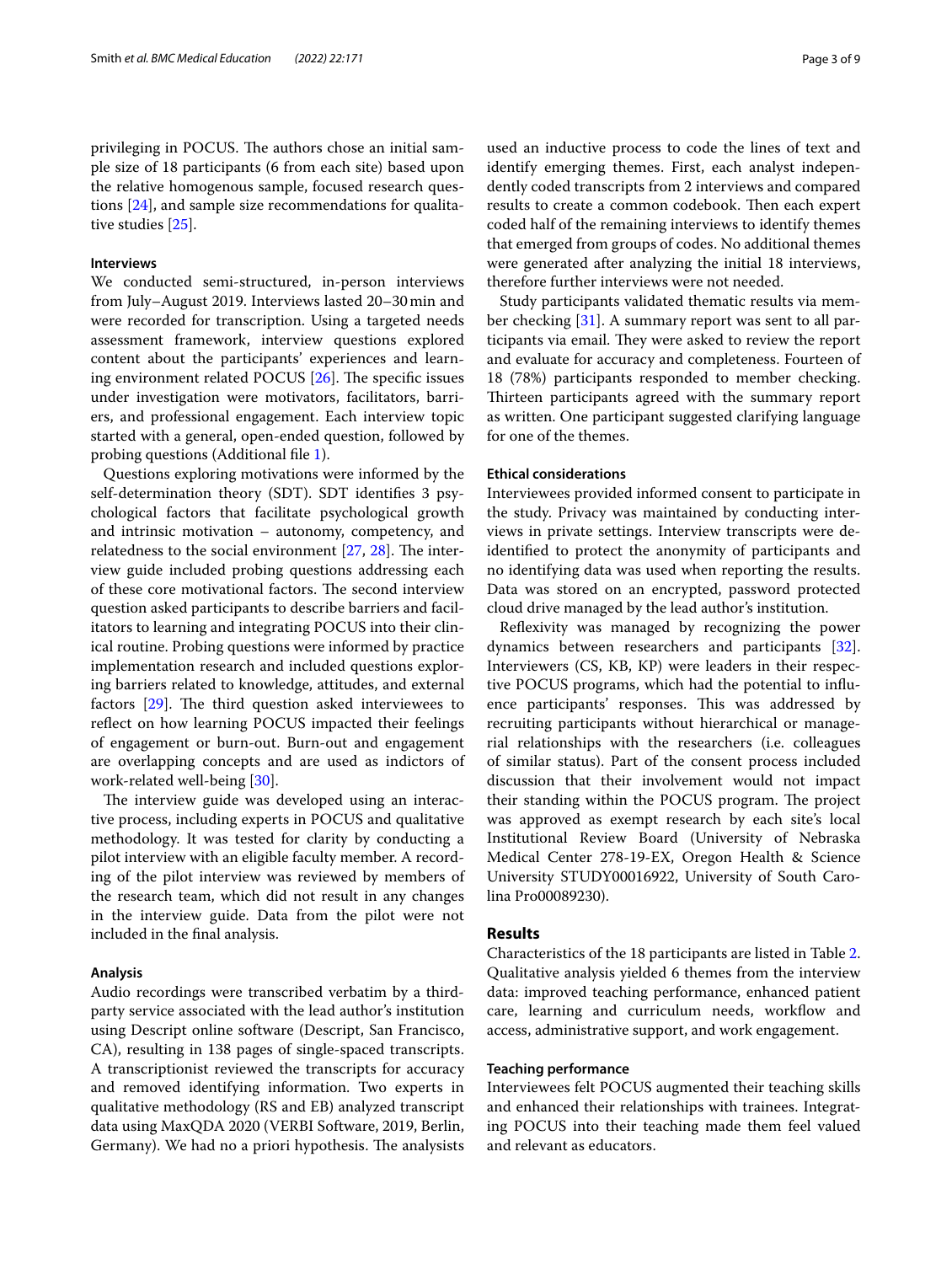privileging in POCUS. The authors chose an initial sample size of 18 participants (6 from each site) based upon the relative homogenous sample, focused research questions [24], and sample size recommendations for qualitative studies [25].

#### Interviews

We conducted semi-structured, in-person interviews from July–August 2019. Interviews lasted 20–30 min and were recorded for transcription. Using a targeted needs assessment framework, interview questions explored content about the participants' experiences and learning environment related POCUS [26]. The specific issues under investigation were motivators, facilitators, barriers, and professional engagement. Each interview topic started with a general, open-ended question, followed by probing questions (Additional file 1).

Questions exploring motivations were informed by the self-determination theory (SDT). SDT identifies 3 psychological factors that facilitate psychological growth and intrinsic motivation – autonomy, competency, and relatedness to the social environment [27, 28]. The interview guide included probing questions addressing each of these core motivational factors. The second interview question asked participants to describe barriers and facilitators to learning and integrating POCUS into their clinical routine. Probing questions were informed by practice implementation research and included questions exploring barriers related to knowledge, attitudes, and external factors [29]. The third question asked interviewees to reflect on how learning POCUS impacted their feelings of engagement or burn-out. Burn-out and engagement are overlapping concepts and are used as indictors of work-related well-being [30].

The interview guide was developed using an interactive process, including experts in POCUS and qualitative methodology. It was tested for clarity by conducting a pilot interview with an eligible faculty member. A recording of the pilot interview was reviewed by members of the research team, which did not result in any changes in the interview guide. Data from the pilot were not included in the final analysis.

#### Analysis

Audio recordings were transcribed verbatim by a third-party service associated with the lead author's institution using Descript online software (Descript, San Francisco, CA), resulting in 138 pages of single-spaced transcripts. A transcriptionist reviewed the transcripts for accuracy and removed identifying information. Two experts in qualitative methodology (RS and EB) analyzed transcript data using MaxQDA 2020 (VERBI Software, 2019, Berlin, Germany). We had no a priori hypothesis. The analysists used an inductive process to code the lines of text and identify emerging themes. First, each analyst independently coded transcripts from 2 interviews and compared results to create a common codebook. Then each expert coded half of the remaining interviews to identify themes that emerged from groups of codes. No additional themes were generated after analyzing the initial 18 interviews, therefore further interviews were not needed.

Study participants validated thematic results via member checking [31]. A summary report was sent to all participants via email. They were asked to review the report and evaluate for accuracy and completeness. Fourteen of 18 (78%) participants responded to member checking. Thirteen participants agreed with the summary report as written. One participant suggested clarifying language for one of the themes.

#### Ethical considerations

Interviewees provided informed consent to participate in the study. Privacy was maintained by conducting interviews in private settings. Interview transcripts were de-identified to protect the anonymity of participants and no identifying data was used when reporting the results. Data was stored on an encrypted, password protected cloud drive managed by the lead author's institution.

Reflexivity was managed by recognizing the power dynamics between researchers and participants [32]. Interviewers (CS, KB, KP) were leaders in their respective POCUS programs, which had the potential to influence participants' responses. This was addressed by recruiting participants without hierarchical or managerial relationships with the researchers (i.e. colleagues of similar status). Part of the consent process included discussion that their involvement would not impact their standing within the POCUS program. The project was approved as exempt research by each site's local Institutional Review Board (University of Nebraska Medical Center 278-19-EX, Oregon Health & Science University STUDY00016922, University of South Carolina Pro00089230).

## Results

Characteristics of the 18 participants are listed in Table 2. Qualitative analysis yielded 6 themes from the interview data: improved teaching performance, enhanced patient care, learning and curriculum needs, workflow and access, administrative support, and work engagement.

#### Teaching performance

Interviewees felt POCUS augmented their teaching skills and enhanced their relationships with trainees. Integrating POCUS into their teaching made them feel valued and relevant as educators.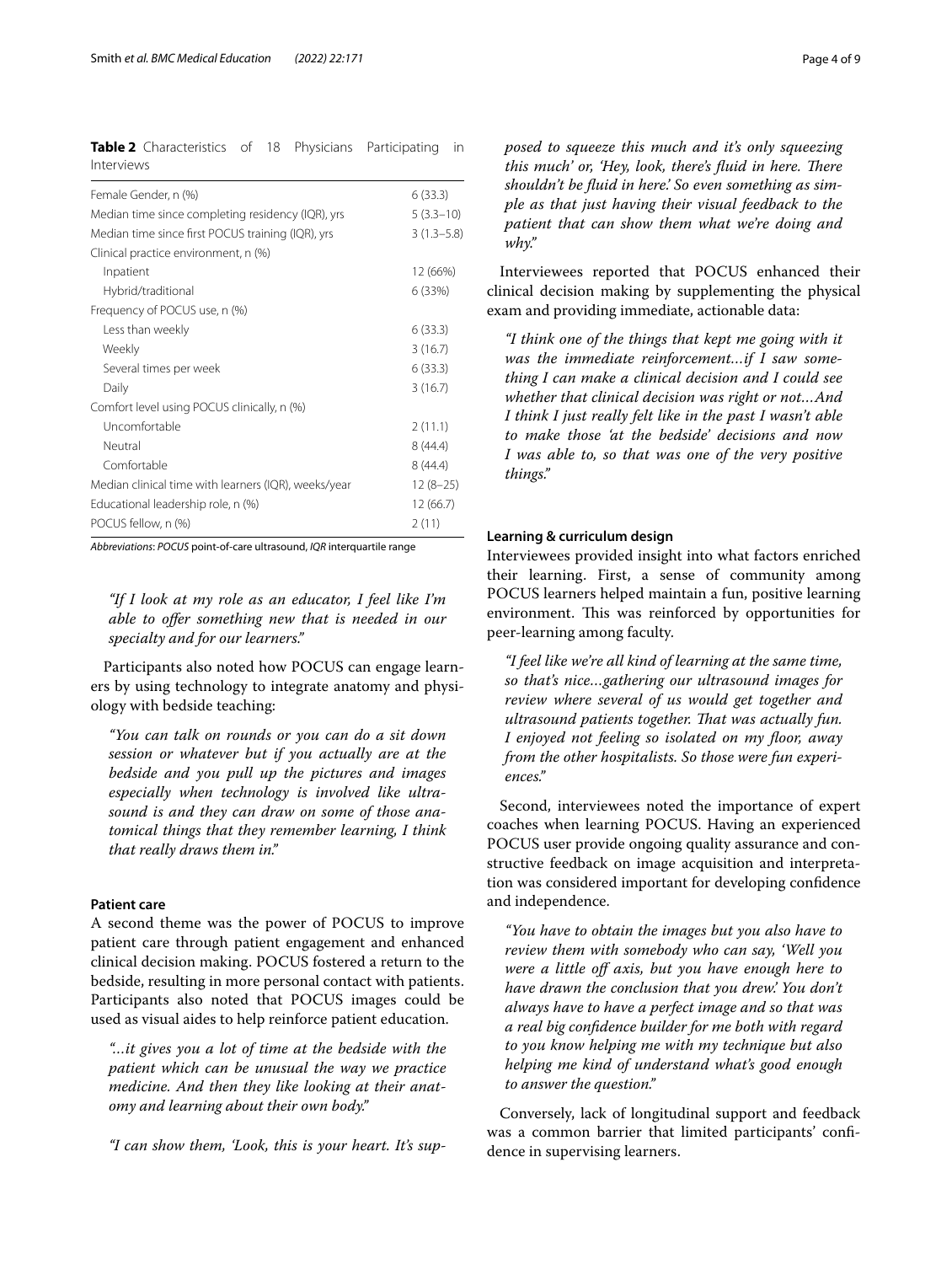**Table 2** Characteristics of 18 Physicians Participating in Interviews

| | |
|---|---|
| Female Gender, n (%) | 6 (33.3) |
| Median time since completing residency (IQR), yrs | 5 (3.3–10) |
| Median time since first POCUS training (IQR), yrs | 3 (1.3–5.8) |
| Clinical practice environment, n (%) | |
| Inpatient | 12 (66%) |
| Hybrid/traditional | 6 (33%) |
| Frequency of POCUS use, n (%) | |
| Less than weekly | 6 (33.3) |
| Weekly | 3 (16.7) |
| Several times per week | 6 (33.3) |
| Daily | 3 (16.7) |
| Comfort level using POCUS clinically, n (%) | |
| Uncomfortable | 2 (11.1) |
| Neutral | 8 (44.4) |
| Comfortable | 8 (44.4) |
| Median clinical time with learners (IQR), weeks/year | 12 (8–25) |
| Educational leadership role, n (%) | 12 (66.7) |
| POCUS fellow, n (%) | 2 (11) |

*Abbreviations*: *POCUS* point-of-care ultrasound, *IQR* interquartile range

> *"If I look at my role as an educator, I feel like I'm able to offer something new that is needed in our specialty and for our learners."*

Participants also noted how POCUS can engage learners by using technology to integrate anatomy and physiology with bedside teaching:

> *"You can talk on rounds or you can do a sit down session or whatever but if you actually are at the bedside and you pull up the pictures and images especially when technology is involved like ultrasound is and they can draw on some of those anatomical things that they remember learning, I think that really draws them in."*

#### Patient care

A second theme was the power of POCUS to improve patient care through patient engagement and enhanced clinical decision making. POCUS fostered a return to the bedside, resulting in more personal contact with patients. Participants also noted that POCUS images could be used as visual aides to help reinforce patient education.

> *"...it gives you a lot of time at the bedside with the patient which can be unusual the way we practice medicine. And then they like looking at their anatomy and learning about their own body."*

> *"I can show them, 'Look, this is your heart. It's supposed to squeeze this much and it's only squeezing this much' or, 'Hey, look, there's fluid in here. There shouldn't be fluid in here.' So even something as simple as that just having their visual feedback to the patient that can show them what we're doing and why."*

Interviewees reported that POCUS enhanced their clinical decision making by supplementing the physical exam and providing immediate, actionable data:

> *"I think one of the things that kept me going with it was the immediate reinforcement...if I saw something I can make a clinical decision and I could see whether that clinical decision was right or not...And I think I just really felt like in the past I wasn't able to make those 'at the bedside' decisions and now I was able to, so that was one of the very positive things."*

#### Learning & curriculum design

Interviewees provided insight into what factors enriched their learning. First, a sense of community among POCUS learners helped maintain a fun, positive learning environment. This was reinforced by opportunities for peer-learning among faculty.

> *"I feel like we're all kind of learning at the same time, so that's nice...gathering our ultrasound images for review where several of us would get together and ultrasound patients together. That was actually fun. I enjoyed not feeling so isolated on my floor, away from the other hospitalists. So those were fun experiences."*

Second, interviewees noted the importance of expert coaches when learning POCUS. Having an experienced POCUS user provide ongoing quality assurance and constructive feedback on image acquisition and interpretation was considered important for developing confidence and independence.

> *"You have to obtain the images but you also have to review them with somebody who can say, 'Well you were a little off axis, but you have enough here to have drawn the conclusion that you drew.' You don't always have to have a perfect image and so that was a real big confidence builder for me both with regard to you know helping me with my technique but also helping me kind of understand what's good enough to answer the question."*

Conversely, lack of longitudinal support and feedback was a common barrier that limited participants' confidence in supervising learners.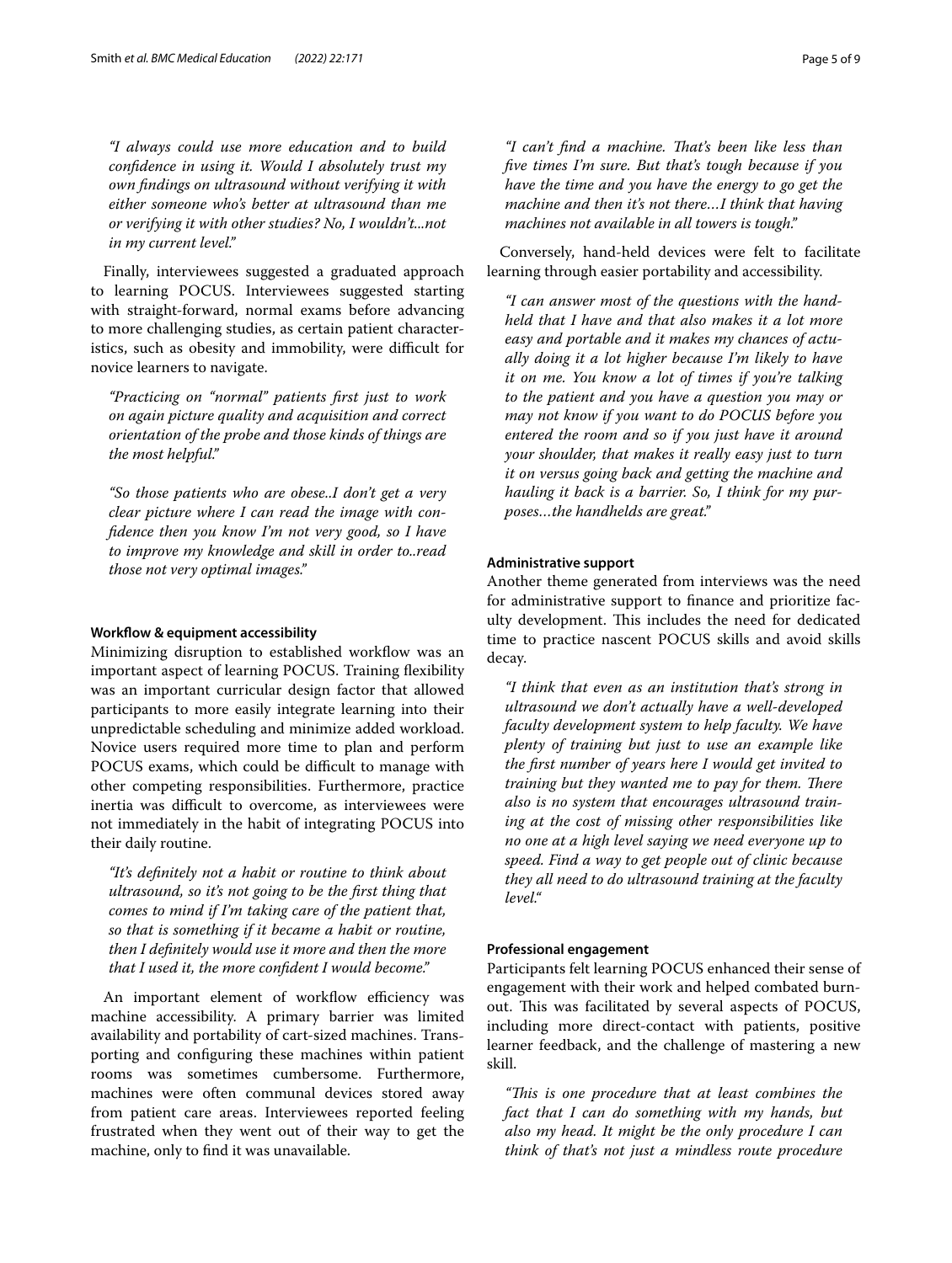*"I always could use more education and to build confidence in using it. Would I absolutely trust my own findings on ultrasound without verifying it with either someone who's better at ultrasound than me or verifying it with other studies? No, I wouldn't...not in my current level."*

Finally, interviewees suggested a graduated approach to learning POCUS. Interviewees suggested starting with straight-forward, normal exams before advancing to more challenging studies, as certain patient characteristics, such as obesity and immobility, were difficult for novice learners to navigate.

*"Practicing on "normal" patients first just to work on again picture quality and acquisition and correct orientation of the probe and those kinds of things are the most helpful."*

*"So those patients who are obese..I don't get a very clear picture where I can read the image with confidence then you know I'm not very good, so I have to improve my knowledge and skill in order to..read those not very optimal images."*

#### Workflow & equipment accessibility

Minimizing disruption to established workflow was an important aspect of learning POCUS. Training flexibility was an important curricular design factor that allowed participants to more easily integrate learning into their unpredictable scheduling and minimize added workload. Novice users required more time to plan and perform POCUS exams, which could be difficult to manage with other competing responsibilities. Furthermore, practice inertia was difficult to overcome, as interviewees were not immediately in the habit of integrating POCUS into their daily routine.

*"It's definitely not a habit or routine to think about ultrasound, so it's not going to be the first thing that comes to mind if I'm taking care of the patient that, so that is something if it became a habit or routine, then I definitely would use it more and then the more that I used it, the more confident I would become."*

An important element of workflow efficiency was machine accessibility. A primary barrier was limited availability and portability of cart-sized machines. Transporting and configuring these machines within patient rooms was sometimes cumbersome. Furthermore, machines were often communal devices stored away from patient care areas. Interviewees reported feeling frustrated when they went out of their way to get the machine, only to find it was unavailable.

*"I can't find a machine. That's been like less than five times I'm sure. But that's tough because if you have the time and you have the energy to go get the machine and then it's not there…I think that having machines not available in all towers is tough."*

Conversely, hand-held devices were felt to facilitate learning through easier portability and accessibility.

*"I can answer most of the questions with the handheld that I have and that also makes it a lot more easy and portable and it makes my chances of actually doing it a lot higher because I'm likely to have it on me. You know a lot of times if you're talking to the patient and you have a question you may or may not know if you want to do POCUS before you entered the room and so if you just have it around your shoulder, that makes it really easy just to turn it on versus going back and getting the machine and hauling it back is a barrier. So, I think for my purposes…the handhelds are great."*

#### Administrative support

Another theme generated from interviews was the need for administrative support to finance and prioritize faculty development. This includes the need for dedicated time to practice nascent POCUS skills and avoid skills decay.

*"I think that even as an institution that's strong in ultrasound we don't actually have a well-developed faculty development system to help faculty. We have plenty of training but just to use an example like the first number of years here I would get invited to training but they wanted me to pay for them. There also is no system that encourages ultrasound training at the cost of missing other responsibilities like no one at a high level saying we need everyone up to speed. Find a way to get people out of clinic because they all need to do ultrasound training at the faculty level."*

#### Professional engagement

Participants felt learning POCUS enhanced their sense of engagement with their work and helped combated burnout. This was facilitated by several aspects of POCUS, including more direct-contact with patients, positive learner feedback, and the challenge of mastering a new skill.

*"This is one procedure that at least combines the fact that I can do something with my hands, but also my head. It might be the only procedure I can think of that's not just a mindless route procedure*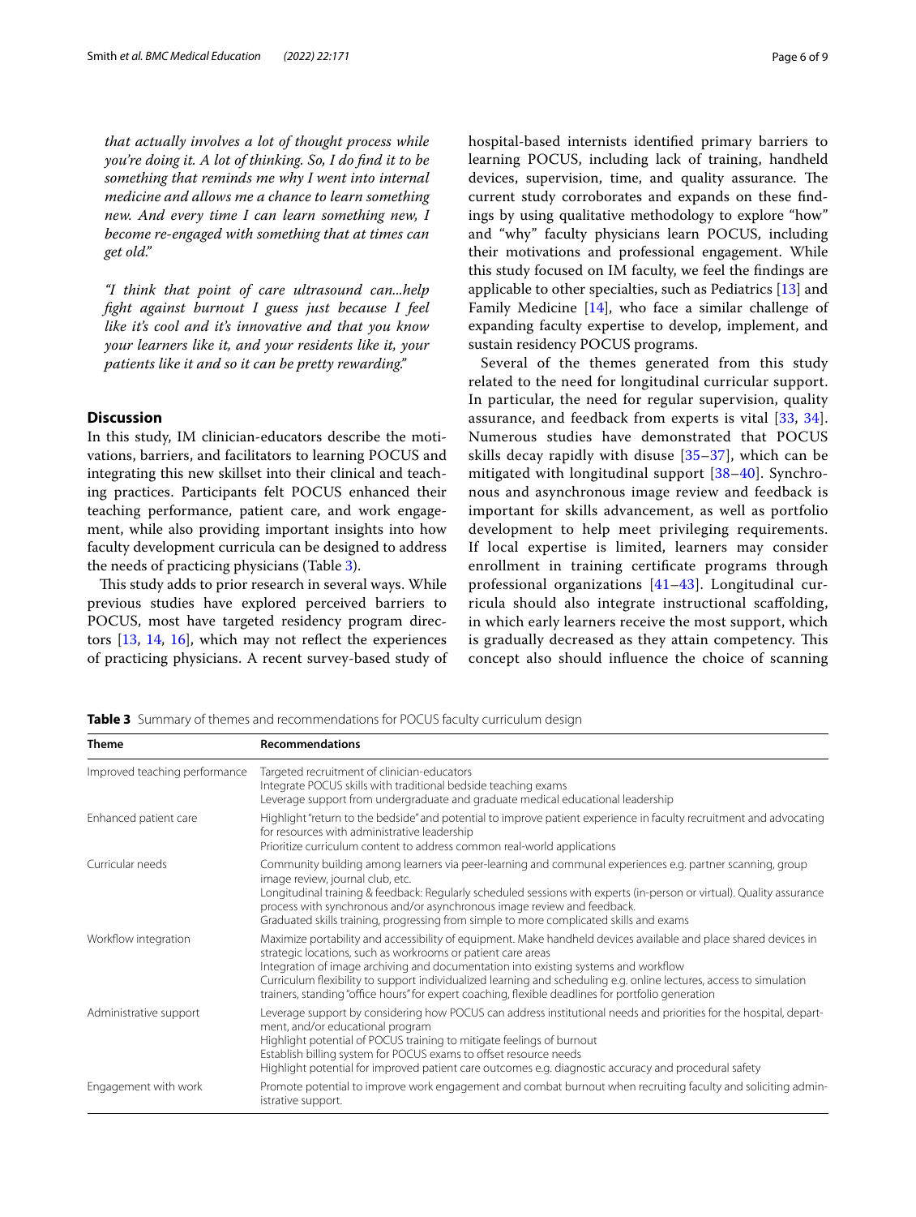*that actually involves a lot of thought process while you're doing it. A lot of thinking. So, I do find it to be something that reminds me why I went into internal medicine and allows me a chance to learn something new. And every time I can learn something new, I become re-engaged with something that at times can get old."*

*"I think that point of care ultrasound can...help fight against burnout I guess just because I feel like it's cool and it's innovative and that you know your learners like it, and your residents like it, your patients like it and so it can be pretty rewarding."*

## Discussion

In this study, IM clinician-educators describe the motivations, barriers, and facilitators to learning POCUS and integrating this new skillset into their clinical and teaching practices. Participants felt POCUS enhanced their teaching performance, patient care, and work engagement, while also providing important insights into how faculty development curricula can be designed to address the needs of practicing physicians (Table 3).

This study adds to prior research in several ways. While previous studies have explored perceived barriers to POCUS, most have targeted residency program directors [13, 14, 16], which may not reflect the experiences of practicing physicians. A recent survey-based study of hospital-based internists identified primary barriers to learning POCUS, including lack of training, handheld devices, supervision, time, and quality assurance. The current study corroborates and expands on these findings by using qualitative methodology to explore "how" and "why" faculty physicians learn POCUS, including their motivations and professional engagement. While this study focused on IM faculty, we feel the findings are applicable to other specialties, such as Pediatrics [13] and Family Medicine [14], who face a similar challenge of expanding faculty expertise to develop, implement, and sustain residency POCUS programs.

Several of the themes generated from this study related to the need for longitudinal curricular support. In particular, the need for regular supervision, quality assurance, and feedback from experts is vital [33, 34]. Numerous studies have demonstrated that POCUS skills decay rapidly with disuse [35–37], which can be mitigated with longitudinal support [38–40]. Synchronous and asynchronous image review and feedback is important for skills advancement, as well as portfolio development to help meet privileging requirements. If local expertise is limited, learners may consider enrollment in training certificate programs through professional organizations [41–43]. Longitudinal curricula should also integrate instructional scaffolding, in which early learners receive the most support, which is gradually decreased as they attain competency. This concept also should influence the choice of scanning

**Table 3** Summary of themes and recommendations for POCUS faculty curriculum design

| Theme | Recommendations |
|---|---|
| Improved teaching performance | Targeted recruitment of clinician-educators<br>Integrate POCUS skills with traditional bedside teaching exams<br>Leverage support from undergraduate and graduate medical educational leadership |
| Enhanced patient care | Highlight "return to the bedside" and potential to improve patient experience in faculty recruitment and advocating for resources with administrative leadership<br>Prioritize curriculum content to address common real-world applications |
| Curricular needs | Community building among learners via peer-learning and communal experiences e.g. partner scanning, group image review, journal club, etc.<br>Longitudinal training & feedback: Regularly scheduled sessions with experts (in-person or virtual). Quality assurance process with synchronous and/or asynchronous image review and feedback.<br>Graduated skills training, progressing from simple to more complicated skills and exams |
| Workflow integration | Maximize portability and accessibility of equipment. Make handheld devices available and place shared devices in strategic locations, such as workrooms or patient care areas<br>Integration of image archiving and documentation into existing systems and workflow<br>Curriculum flexibility to support individualized learning and scheduling e.g. online lectures, access to simulation trainers, standing "office hours" for expert coaching, flexible deadlines for portfolio generation |
| Administrative support | Leverage support by considering how POCUS can address institutional needs and priorities for the hospital, department, and/or educational program<br>Highlight potential of POCUS training to mitigate feelings of burnout<br>Establish billing system for POCUS exams to offset resource needs<br>Highlight potential for improved patient care outcomes e.g. diagnostic accuracy and procedural safety |
| Engagement with work | Promote potential to improve work engagement and combat burnout when recruiting faculty and soliciting administrative support. |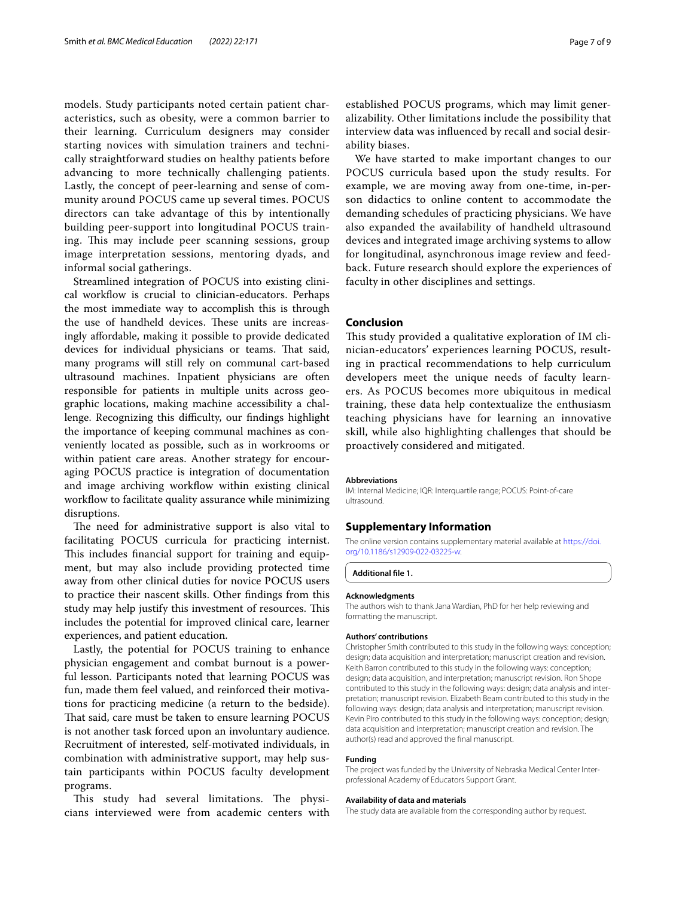models. Study participants noted certain patient characteristics, such as obesity, were a common barrier to their learning. Curriculum designers may consider starting novices with simulation trainers and technically straightforward studies on healthy patients before advancing to more technically challenging patients. Lastly, the concept of peer-learning and sense of community around POCUS came up several times. POCUS directors can take advantage of this by intentionally building peer-support into longitudinal POCUS training. This may include peer scanning sessions, group image interpretation sessions, mentoring dyads, and informal social gatherings.

Streamlined integration of POCUS into existing clinical workflow is crucial to clinician-educators. Perhaps the most immediate way to accomplish this is through the use of handheld devices. These units are increasingly affordable, making it possible to provide dedicated devices for individual physicians or teams. That said, many programs will still rely on communal cart-based ultrasound machines. Inpatient physicians are often responsible for patients in multiple units across geographic locations, making machine accessibility a challenge. Recognizing this difficulty, our findings highlight the importance of keeping communal machines as conveniently located as possible, such as in workrooms or within patient care areas. Another strategy for encouraging POCUS practice is integration of documentation and image archiving workflow within existing clinical workflow to facilitate quality assurance while minimizing disruptions.

The need for administrative support is also vital to facilitating POCUS curricula for practicing internist. This includes financial support for training and equipment, but may also include providing protected time away from other clinical duties for novice POCUS users to practice their nascent skills. Other findings from this study may help justify this investment of resources. This includes the potential for improved clinical care, learner experiences, and patient education.

Lastly, the potential for POCUS training to enhance physician engagement and combat burnout is a powerful lesson. Participants noted that learning POCUS was fun, made them feel valued, and reinforced their motivations for practicing medicine (a return to the bedside). That said, care must be taken to ensure learning POCUS is not another task forced upon an involuntary audience. Recruitment of interested, self-motivated individuals, in combination with administrative support, may help sustain participants within POCUS faculty development programs.

This study had several limitations. The physicians interviewed were from academic centers with established POCUS programs, which may limit generalizability. Other limitations include the possibility that interview data was influenced by recall and social desirability biases.

We have started to make important changes to our POCUS curricula based upon the study results. For example, we are moving away from one-time, in-person didactics to online content to accommodate the demanding schedules of practicing physicians. We have also expanded the availability of handheld ultrasound devices and integrated image archiving systems to allow for longitudinal, asynchronous image review and feedback. Future research should explore the experiences of faculty in other disciplines and settings.

## Conclusion

This study provided a qualitative exploration of IM clinician-educators' experiences learning POCUS, resulting in practical recommendations to help curriculum developers meet the unique needs of faculty learners. As POCUS becomes more ubiquitous in medical training, these data help contextualize the enthusiasm teaching physicians have for learning an innovative skill, while also highlighting challenges that should be proactively considered and mitigated.

#### Abbreviations

IM: Internal Medicine; IQR: Interquartile range; POCUS: Point-of-care ultrasound.

## Supplementary Information

The online version contains supplementary material available at https://doi.org/10.1186/s12909-022-03225-w.

**Additional file 1.**

#### Acknowledgments

The authors wish to thank Jana Wardian, PhD for her help reviewing and formatting the manuscript.

#### Authors' contributions

Christopher Smith contributed to this study in the following ways: conception; design; data acquisition and interpretation; manuscript creation and revision. Keith Barron contributed to this study in the following ways: conception; design; data acquisition, and interpretation; manuscript revision. Ron Shope contributed to this study in the following ways: design; data analysis and interpretation; manuscript revision. Elizabeth Beam contributed to this study in the following ways: design; data analysis and interpretation; manuscript revision. Kevin Piro contributed to this study in the following ways: conception; design; data acquisition and interpretation; manuscript creation and revision. The author(s) read and approved the final manuscript.

#### Funding

The project was funded by the University of Nebraska Medical Center Interprofessional Academy of Educators Support Grant.

#### Availability of data and materials

The study data are available from the corresponding author by request.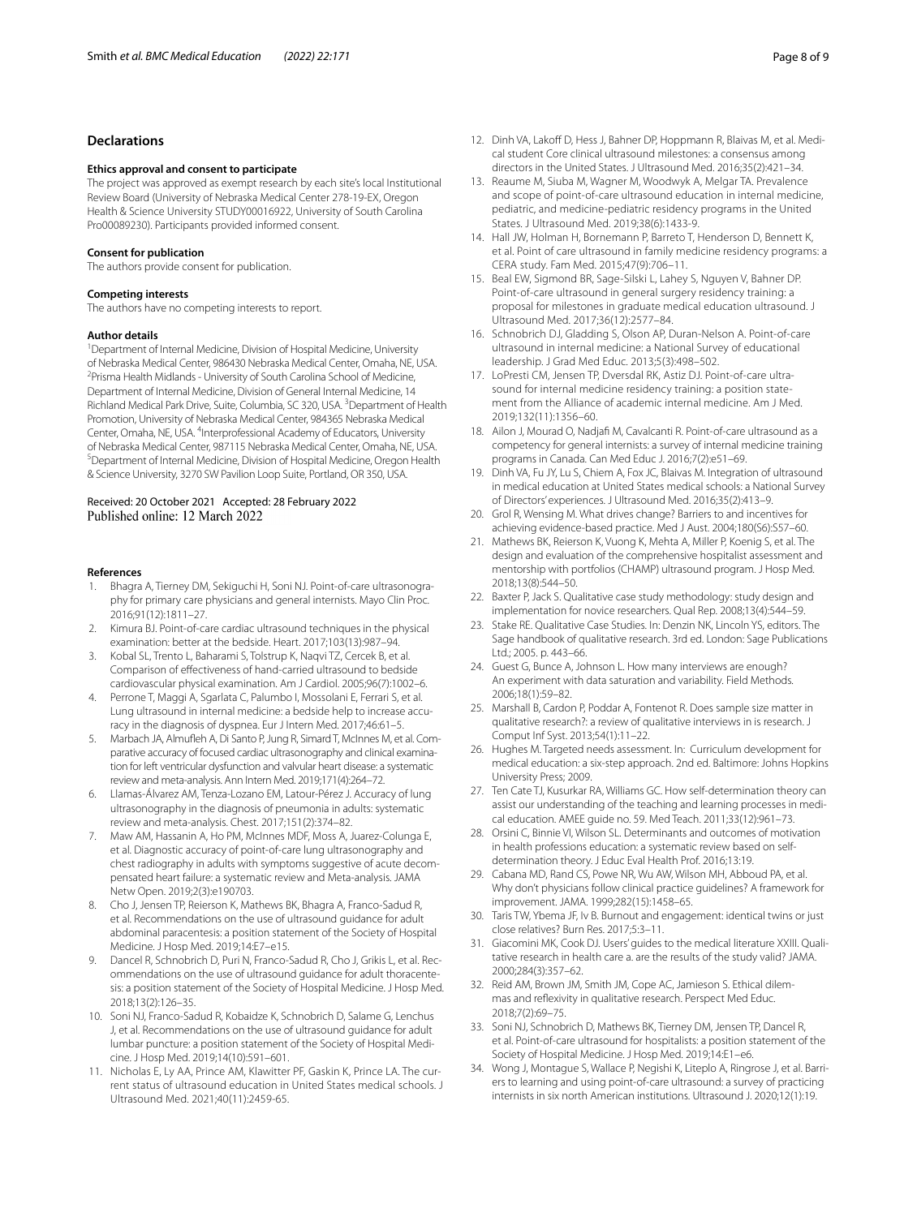## Declarations

### Ethics approval and consent to participate

The project was approved as exempt research by each site's local Institutional Review Board (University of Nebraska Medical Center 278-19-EX, Oregon Health & Science University STUDY00016922, University of South Carolina Pro00089230). Participants provided informed consent.

### Consent for publication

The authors provide consent for publication.

### Competing interests

The authors have no competing interests to report.

### Author details

[1]Department of Internal Medicine, Division of Hospital Medicine, University of Nebraska Medical Center, 986430 Nebraska Medical Center, Omaha, NE, USA. [2]Prisma Health Midlands - University of South Carolina School of Medicine, Department of Internal Medicine, Division of General Internal Medicine, 14 Richland Medical Park Drive, Suite, Columbia, SC 320, USA. [3]Department of Health Promotion, University of Nebraska Medical Center, 984365 Nebraska Medical Center, Omaha, NE, USA. [4]Interprofessional Academy of Educators, University of Nebraska Medical Center, 987115 Nebraska Medical Center, Omaha, NE, USA. [5]Department of Internal Medicine, Division of Hospital Medicine, Oregon Health & Science University, 3270 SW Pavilion Loop Suite, Portland, OR 350, USA.

Received: 20 October 2021 Accepted: 28 February 2022
Published online: 12 March 2022

### References

1. Bhagra A, Tierney DM, Sekiguchi H, Soni NJ. Point-of-care ultrasonography for primary care physicians and general internists. Mayo Clin Proc. 2016;91(12):1811–27.
2. Kimura BJ. Point-of-care cardiac ultrasound techniques in the physical examination: better at the bedside. Heart. 2017;103(13):987–94.
3. Kobal SL, Trento L, Baharami S, Tolstrup K, Naqvi TZ, Cercek B, et al. Comparison of effectiveness of hand-carried ultrasound to bedside cardiovascular physical examination. Am J Cardiol. 2005;96(7):1002–6.
4. Perrone T, Maggi A, Sgarlata C, Palumbo I, Mossolani E, Ferrari S, et al. Lung ultrasound in internal medicine: a bedside help to increase accuracy in the diagnosis of dyspnea. Eur J Intern Med. 2017;46:61–5.
5. Marbach JA, Almufleh A, Di Santo P, Jung R, Simard T, McInnes M, et al. Comparative accuracy of focused cardiac ultrasonography and clinical examination for left ventricular dysfunction and valvular heart disease: a systematic review and meta-analysis. Ann Intern Med. 2019;171(4):264–72.
6. Llamas-Álvarez AM, Tenza-Lozano EM, Latour-Pérez J. Accuracy of lung ultrasonography in the diagnosis of pneumonia in adults: systematic review and meta-analysis. Chest. 2017;151(2):374–82.
7. Maw AM, Hassanin A, Ho PM, McInnes MDF, Moss A, Juarez-Colunga E, et al. Diagnostic accuracy of point-of-care lung ultrasonography and chest radiography in adults with symptoms suggestive of acute decompensated heart failure: a systematic review and Meta-analysis. JAMA Netw Open. 2019;2(3):e190703.
8. Cho J, Jensen TP, Reierson K, Mathews BK, Bhagra A, Franco-Sadud R, et al. Recommendations on the use of ultrasound guidance for adult abdominal paracentesis: a position statement of the Society of Hospital Medicine. J Hosp Med. 2019;14:E7–e15.
9. Dancel R, Schnobrich D, Puri N, Franco-Sadud R, Cho J, Grikis L, et al. Recommendations on the use of ultrasound guidance for adult thoracentesis: a position statement of the Society of Hospital Medicine. J Hosp Med. 2018;13(2):126–35.
10. Soni NJ, Franco-Sadud R, Kobaidze K, Schnobrich D, Salame G, Lenchus J, et al. Recommendations on the use of ultrasound guidance for adult lumbar puncture: a position statement of the Society of Hospital Medicine. J Hosp Med. 2019;14(10):591–601.
11. Nicholas E, Ly AA, Prince AM, Klawitter PF, Gaskin K, Prince LA. The current status of ultrasound education in United States medical schools. J Ultrasound Med. 2021;40(11):2459-65.
12. Dinh VA, Lakoff D, Hess J, Bahner DP, Hoppmann R, Blaivas M, et al. Medical student Core clinical ultrasound milestones: a consensus among directors in the United States. J Ultrasound Med. 2016;35(2):421–34.
13. Reaume M, Siuba M, Wagner M, Woodwyk A, Melgar TA. Prevalence and scope of point-of-care ultrasound education in internal medicine, pediatric, and medicine-pediatric residency programs in the United States. J Ultrasound Med. 2019;38(6):1433-9.
14. Hall JW, Holman H, Bornemann P, Barreto T, Henderson D, Bennett K, et al. Point of care ultrasound in family medicine residency programs: a CERA study. Fam Med. 2015;47(9):706–11.
15. Beal EW, Sigmond BR, Sage-Silski L, Lahey S, Nguyen V, Bahner DP. Point-of-care ultrasound in general surgery residency training: a proposal for milestones in graduate medical education ultrasound. J Ultrasound Med. 2017;36(12):2577–84.
16. Schnobrich DJ, Gladding S, Olson AP, Duran-Nelson A. Point-of-care ultrasound in internal medicine: a National Survey of educational leadership. J Grad Med Educ. 2013;5(3):498–502.
17. LoPresti CM, Jensen TP, Dversdal RK, Astiz DJ. Point-of-care ultrasound for internal medicine residency training: a position statement from the Alliance of academic internal medicine. Am J Med. 2019;132(11):1356–60.
18. Ailon J, Mourad O, Nadjafi M, Cavalcanti R. Point-of-care ultrasound as a competency for general internists: a survey of internal medicine training programs in Canada. Can Med Educ J. 2016;7(2):e51–69.
19. Dinh VA, Fu JY, Lu S, Chiem A, Fox JC, Blaivas M. Integration of ultrasound in medical education at United States medical schools: a National Survey of Directors' experiences. J Ultrasound Med. 2016;35(2):413–9.
20. Grol R, Wensing M. What drives change? Barriers to and incentives for achieving evidence-based practice. Med J Aust. 2004;180(S6):S57–60.
21. Mathews BK, Reierson K, Vuong K, Mehta A, Miller P, Koenig S, et al. The design and evaluation of the comprehensive hospitalist assessment and mentorship with portfolios (CHAMP) ultrasound program. J Hosp Med. 2018;13(8):544–50.
22. Baxter P, Jack S. Qualitative case study methodology: study design and implementation for novice researchers. Qual Rep. 2008;13(4):544–59.
23. Stake RE. Qualitative Case Studies. In: Denzin NK, Lincoln YS, editors. The Sage handbook of qualitative research. 3rd ed. London: Sage Publications Ltd.; 2005. p. 443–66.
24. Guest G, Bunce A, Johnson L. How many interviews are enough? An experiment with data saturation and variability. Field Methods. 2006;18(1):59–82.
25. Marshall B, Cardon P, Poddar A, Fontenot R. Does sample size matter in qualitative research?: a review of qualitative interviews in is research. J Comput Inf Syst. 2013;54(1):11–22.
26. Hughes M. Targeted needs assessment. In: Curriculum development for medical education: a six-step approach. 2nd ed. Baltimore: Johns Hopkins University Press; 2009.
27. Ten Cate TJ, Kusurkar RA, Williams GC. How self-determination theory can assist our understanding of the teaching and learning processes in medical education. AMEE guide no. 59. Med Teach. 2011;33(12):961–73.
28. Orsini C, Binnie VI, Wilson SL. Determinants and outcomes of motivation in health professions education: a systematic review based on self-determination theory. J Educ Eval Health Prof. 2016;13:19.
29. Cabana MD, Rand CS, Powe NR, Wu AW, Wilson MH, Abboud PA, et al. Why don't physicians follow clinical practice guidelines? A framework for improvement. JAMA. 1999;282(15):1458–65.
30. Taris TW, Ybema JF, Iv B. Burnout and engagement: identical twins or just close relatives? Burn Res. 2017;5:3–11.
31. Giacomini MK, Cook DJ. Users' guides to the medical literature XXIII. Qualitative research in health care a. are the results of the study valid? JAMA. 2000;284(3):357–62.
32. Reid AM, Brown JM, Smith JM, Cope AC, Jamieson S. Ethical dilemmas and reflexivity in qualitative research. Perspect Med Educ. 2018;7(2):69–75.
33. Soni NJ, Schnobrich D, Mathews BK, Tierney DM, Jensen TP, Dancel R, et al. Point-of-care ultrasound for hospitalists: a position statement of the Society of Hospital Medicine. J Hosp Med. 2019;14:E1–e6.
34. Wong J, Montague S, Wallace P, Negishi K, Liteplo A, Ringrose J, et al. Barriers to learning and using point-of-care ultrasound: a survey of practicing internists in six north American institutions. Ultrasound J. 2020;12(1):19.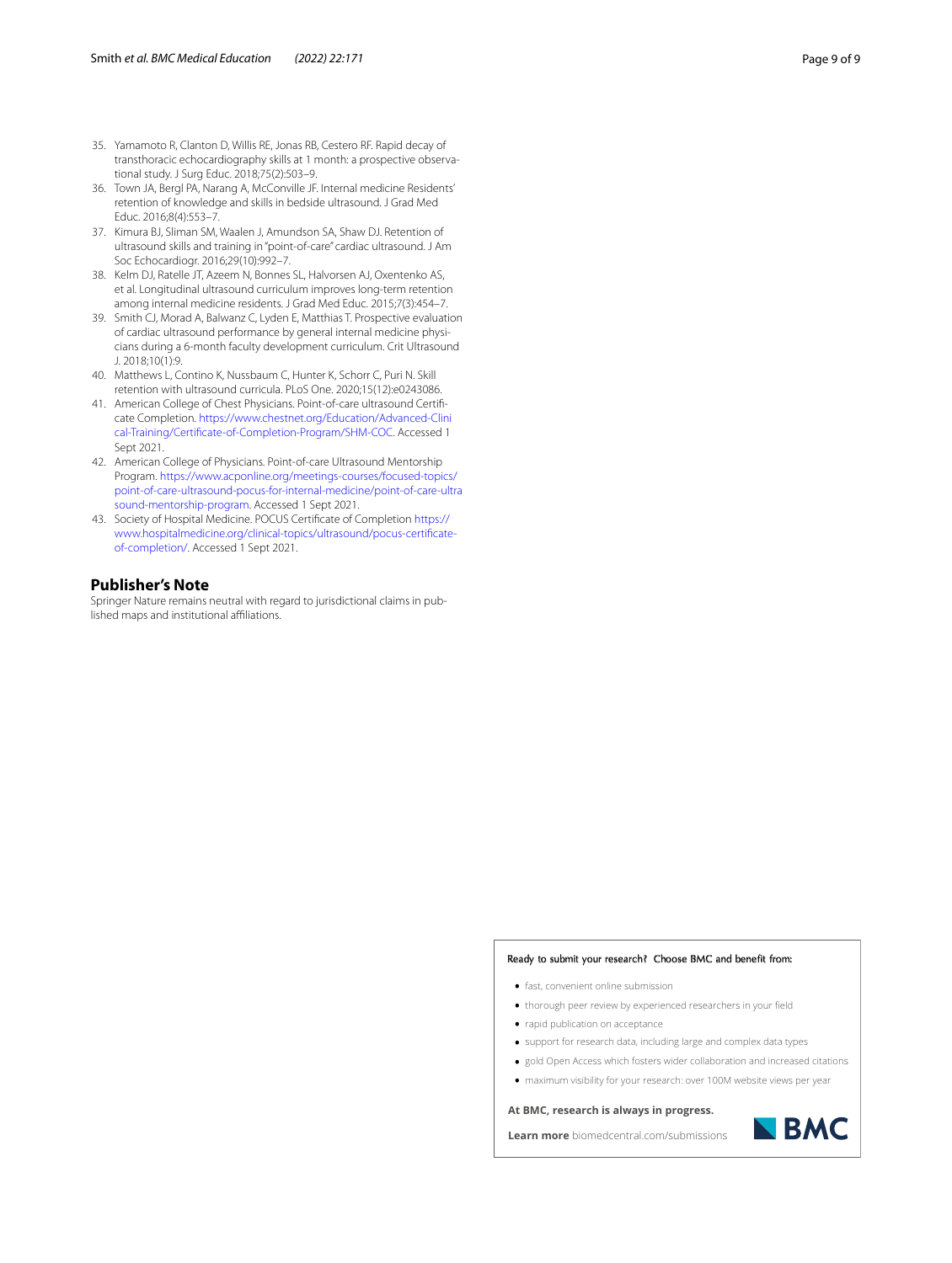35. Yamamoto R, Clanton D, Willis RE, Jonas RB, Cestero RF. Rapid decay of transthoracic echocardiography skills at 1 month: a prospective observational study. J Surg Educ. 2018;75(2):503–9.
36. Town JA, Bergl PA, Narang A, McConville JF. Internal medicine Residents' retention of knowledge and skills in bedside ultrasound. J Grad Med Educ. 2016;8(4):553–7.
37. Kimura BJ, Sliman SM, Waalen J, Amundson SA, Shaw DJ. Retention of ultrasound skills and training in "point-of-care" cardiac ultrasound. J Am Soc Echocardiogr. 2016;29(10):992–7.
38. Kelm DJ, Ratelle JT, Azeem N, Bonnes SL, Halvorsen AJ, Oxentenko AS, et al. Longitudinal ultrasound curriculum improves long-term retention among internal medicine residents. J Grad Med Educ. 2015;7(3):454–7.
39. Smith CJ, Morad A, Balwanz C, Lyden E, Matthias T. Prospective evaluation of cardiac ultrasound performance by general internal medicine physicians during a 6-month faculty development curriculum. Crit Ultrasound J. 2018;10(1):9.
40. Matthews L, Contino K, Nussbaum C, Hunter K, Schorr C, Puri N. Skill retention with ultrasound curricula. PLoS One. 2020;15(12):e0243086.
41. American College of Chest Physicians. Point-of-care ultrasound Certificate Completion. https://www.chestnet.org/Education/Advanced-Clinical-Training/Certificate-of-Completion-Program/SHM-COC. Accessed 1 Sept 2021.
42. American College of Physicians. Point-of-care Ultrasound Mentorship Program. https://www.acponline.org/meetings-courses/focused-topics/point-of-care-ultrasound-pocus-for-internal-medicine/point-of-care-ultrasound-mentorship-program. Accessed 1 Sept 2021.
43. Society of Hospital Medicine. POCUS Certificate of Completion https://www.hospitalmedicine.org/clinical-topics/ultrasound/pocus-certificate-of-completion/. Accessed 1 Sept 2021.

## Publisher's Note

Springer Nature remains neutral with regard to jurisdictional claims in published maps and institutional affiliations.

Ready to submit your research? Choose BMC and benefit from:

- fast, convenient online submission
- thorough peer review by experienced researchers in your field
- rapid publication on acceptance
- support for research data, including large and complex data types
- gold Open Access which fosters wider collaboration and increased citations
- maximum visibility for your research: over 100M website views per year

**At BMC, research is always in progress.**

**Learn more** biomedcentral.com/submissions

BMC